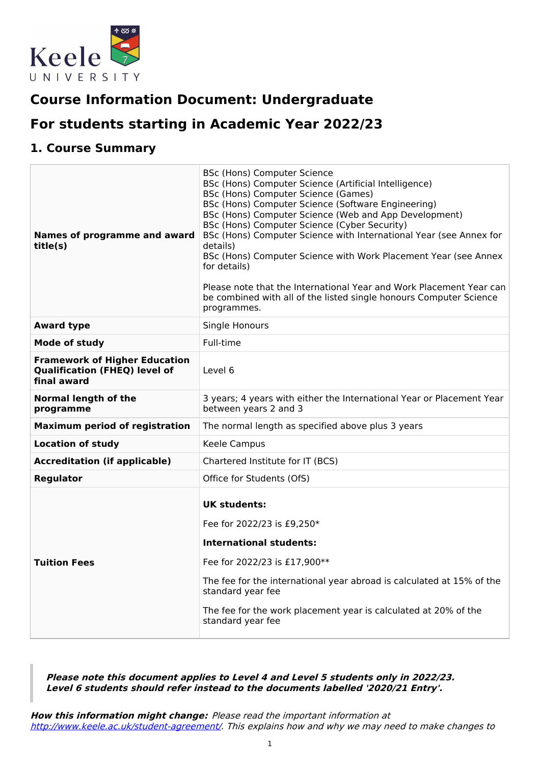Keele UNIVERSITY

# Course Information Document: Undergraduate

# For students starting in Academic Year 2022/23

## 1. Course Summary

| | |
|---|---|
| **Names of programme and award title(s)** | BSc (Hons) Computer Science<br>BSc (Hons) Computer Science (Artificial Intelligence)<br>BSc (Hons) Computer Science (Games)<br>BSc (Hons) Computer Science (Software Engineering)<br>BSc (Hons) Computer Science (Web and App Development)<br>BSc (Hons) Computer Science (Cyber Security)<br>BSc (Hons) Computer Science with International Year (see Annex for details)<br>BSc (Hons) Computer Science with Work Placement Year (see Annex for details)<br><br>Please note that the International Year and Work Placement Year can be combined with all of the listed single honours Computer Science programmes. |
| **Award type** | Single Honours |
| **Mode of study** | Full-time |
| **Framework of Higher Education Qualification (FHEQ) level of final award** | Level 6 |
| **Normal length of the programme** | 3 years; 4 years with either the International Year or Placement Year between years 2 and 3 |
| **Maximum period of registration** | The normal length as specified above plus 3 years |
| **Location of study** | Keele Campus |
| **Accreditation (if applicable)** | Chartered Institute for IT (BCS) |
| **Regulator** | Office for Students (OfS) |
| **Tuition Fees** | **UK students:**<br><br>Fee for 2022/23 is £9,250*<br><br>**International students:**<br><br>Fee for 2022/23 is £17,900**<br><br>The fee for the international year abroad is calculated at 15% of the standard year fee<br><br>The fee for the work placement year is calculated at 20% of the standard year fee |

> ***Please note this document applies to Level 4 and Level 5 students only in 2022/23. Level 6 students should refer instead to the documents labelled '2020/21 Entry'.***

***How this information might change:*** *Please read the important information at [http://www.keele.ac.uk/student-agreement/](http://www.keele.ac.uk/student-agreement/). This explains how and why we may need to make changes to*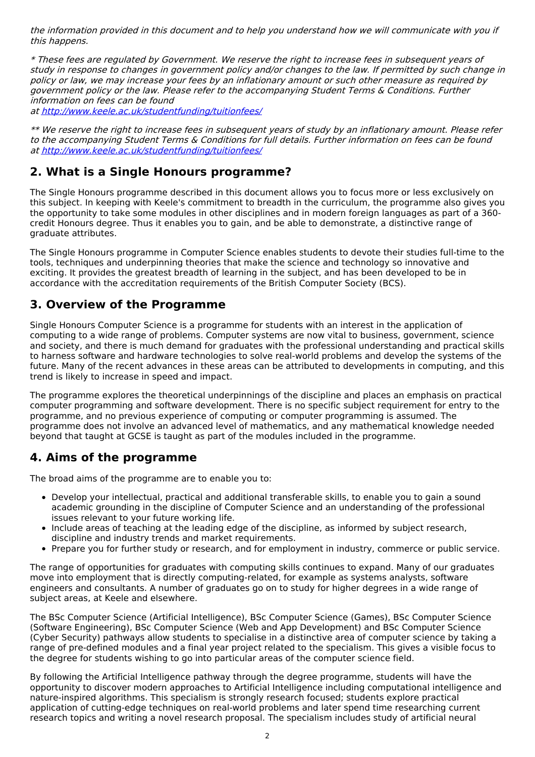*the information provided in this document and to help you understand how we will communicate with you if this happens.*

*\* These fees are regulated by Government. We reserve the right to increase fees in subsequent years of study in response to changes in government policy and/or changes to the law. If permitted by such change in policy or law, we may increase your fees by an inflationary amount or such other measure as required by government policy or the law. Please refer to the accompanying Student Terms & Conditions. Further information on fees can be found at [http://www.keele.ac.uk/studentfunding/tuitionfees/](http://www.keele.ac.uk/studentfunding/tuitionfees/)*

*\*\* We reserve the right to increase fees in subsequent years of study by an inflationary amount. Please refer to the accompanying Student Terms & Conditions for full details. Further information on fees can be found at [http://www.keele.ac.uk/studentfunding/tuitionfees/](http://www.keele.ac.uk/studentfunding/tuitionfees/)*

## 2. What is a Single Honours programme?

The Single Honours programme described in this document allows you to focus more or less exclusively on this subject. In keeping with Keele's commitment to breadth in the curriculum, the programme also gives you the opportunity to take some modules in other disciplines and in modern foreign languages as part of a 360-credit Honours degree. Thus it enables you to gain, and be able to demonstrate, a distinctive range of graduate attributes.

The Single Honours programme in Computer Science enables students to devote their studies full-time to the tools, techniques and underpinning theories that make the science and technology so innovative and exciting. It provides the greatest breadth of learning in the subject, and has been developed to be in accordance with the accreditation requirements of the British Computer Society (BCS).

## 3. Overview of the Programme

Single Honours Computer Science is a programme for students with an interest in the application of computing to a wide range of problems. Computer systems are now vital to business, government, science and society, and there is much demand for graduates with the professional understanding and practical skills to harness software and hardware technologies to solve real-world problems and develop the systems of the future. Many of the recent advances in these areas can be attributed to developments in computing, and this trend is likely to increase in speed and impact.

The programme explores the theoretical underpinnings of the discipline and places an emphasis on practical computer programming and software development. There is no specific subject requirement for entry to the programme, and no previous experience of computing or computer programming is assumed. The programme does not involve an advanced level of mathematics, and any mathematical knowledge needed beyond that taught at GCSE is taught as part of the modules included in the programme.

## 4. Aims of the programme

The broad aims of the programme are to enable you to:

- Develop your intellectual, practical and additional transferable skills, to enable you to gain a sound academic grounding in the discipline of Computer Science and an understanding of the professional issues relevant to your future working life.
- Include areas of teaching at the leading edge of the discipline, as informed by subject research, discipline and industry trends and market requirements.
- Prepare you for further study or research, and for employment in industry, commerce or public service.

The range of opportunities for graduates with computing skills continues to expand. Many of our graduates move into employment that is directly computing-related, for example as systems analysts, software engineers and consultants. A number of graduates go on to study for higher degrees in a wide range of subject areas, at Keele and elsewhere.

The BSc Computer Science (Artificial Intelligence), BSc Computer Science (Games), BSc Computer Science (Software Engineering), BSc Computer Science (Web and App Development) and BSc Computer Science (Cyber Security) pathways allow students to specialise in a distinctive area of computer science by taking a range of pre-defined modules and a final year project related to the specialism. This gives a visible focus to the degree for students wishing to go into particular areas of the computer science field.

By following the Artificial Intelligence pathway through the degree programme, students will have the opportunity to discover modern approaches to Artificial Intelligence including computational intelligence and nature-inspired algorithms. This specialism is strongly research focused; students explore practical application of cutting-edge techniques on real-world problems and later spend time researching current research topics and writing a novel research proposal. The specialism includes study of artificial neural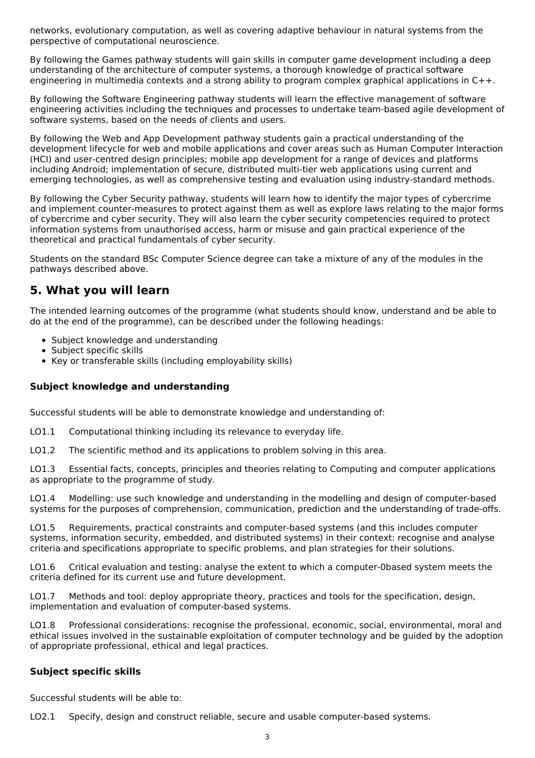networks, evolutionary computation, as well as covering adaptive behaviour in natural systems from the perspective of computational neuroscience.

By following the Games pathway students will gain skills in computer game development including a deep understanding of the architecture of computer systems, a thorough knowledge of practical software engineering in multimedia contexts and a strong ability to program complex graphical applications in C++.

By following the Software Engineering pathway students will learn the effective management of software engineering activities including the techniques and processes to undertake team-based agile development of software systems, based on the needs of clients and users.

By following the Web and App Development pathway students gain a practical understanding of the development lifecycle for web and mobile applications and cover areas such as Human Computer Interaction (HCI) and user-centred design principles; mobile app development for a range of devices and platforms including Android; implementation of secure, distributed multi-tier web applications using current and emerging technologies, as well as comprehensive testing and evaluation using industry-standard methods.

By following the Cyber Security pathway, students will learn how to identify the major types of cybercrime and implement counter-measures to protect against them as well as explore laws relating to the major forms of cybercrime and cyber security. They will also learn the cyber security competencies required to protect information systems from unauthorised access, harm or misuse and gain practical experience of the theoretical and practical fundamentals of cyber security.

Students on the standard BSc Computer Science degree can take a mixture of any of the modules in the pathways described above.

## 5. What you will learn

The intended learning outcomes of the programme (what students should know, understand and be able to do at the end of the programme), can be described under the following headings:

- Subject knowledge and understanding
- Subject specific skills
- Key or transferable skills (including employability skills)

### Subject knowledge and understanding

Successful students will be able to demonstrate knowledge and understanding of:

LO1.1 Computational thinking including its relevance to everyday life.

LO1.2 The scientific method and its applications to problem solving in this area.

LO1.3 Essential facts, concepts, principles and theories relating to Computing and computer applications as appropriate to the programme of study.

LO1.4 Modelling: use such knowledge and understanding in the modelling and design of computer-based systems for the purposes of comprehension, communication, prediction and the understanding of trade-offs.

LO1.5 Requirements, practical constraints and computer-based systems (and this includes computer systems, information security, embedded, and distributed systems) in their context: recognise and analyse criteria and specifications appropriate to specific problems, and plan strategies for their solutions.

LO1.6 Critical evaluation and testing: analyse the extent to which a computer-0based system meets the criteria defined for its current use and future development.

LO1.7 Methods and tool: deploy appropriate theory, practices and tools for the specification, design, implementation and evaluation of computer-based systems.

LO1.8 Professional considerations: recognise the professional, economic, social, environmental, moral and ethical issues involved in the sustainable exploitation of computer technology and be guided by the adoption of appropriate professional, ethical and legal practices.

### Subject specific skills

Successful students will be able to:

LO2.1 Specify, design and construct reliable, secure and usable computer-based systems.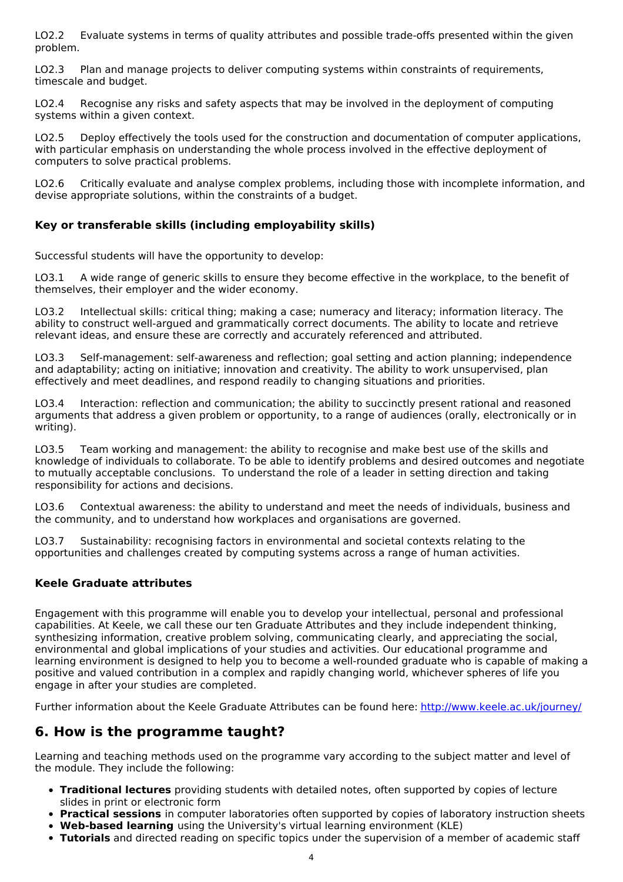LO2.2 Evaluate systems in terms of quality attributes and possible trade-offs presented within the given problem.

LO2.3 Plan and manage projects to deliver computing systems within constraints of requirements, timescale and budget.

LO2.4 Recognise any risks and safety aspects that may be involved in the deployment of computing systems within a given context.

LO2.5 Deploy effectively the tools used for the construction and documentation of computer applications, with particular emphasis on understanding the whole process involved in the effective deployment of computers to solve practical problems.

LO2.6 Critically evaluate and analyse complex problems, including those with incomplete information, and devise appropriate solutions, within the constraints of a budget.

### Key or transferable skills (including employability skills)

Successful students will have the opportunity to develop:

LO3.1 A wide range of generic skills to ensure they become effective in the workplace, to the benefit of themselves, their employer and the wider economy.

LO3.2 Intellectual skills: critical thing; making a case; numeracy and literacy; information literacy. The ability to construct well-argued and grammatically correct documents. The ability to locate and retrieve relevant ideas, and ensure these are correctly and accurately referenced and attributed.

LO3.3 Self-management: self-awareness and reflection; goal setting and action planning; independence and adaptability; acting on initiative; innovation and creativity. The ability to work unsupervised, plan effectively and meet deadlines, and respond readily to changing situations and priorities.

LO3.4 Interaction: reflection and communication; the ability to succinctly present rational and reasoned arguments that address a given problem or opportunity, to a range of audiences (orally, electronically or in writing).

LO3.5 Team working and management: the ability to recognise and make best use of the skills and knowledge of individuals to collaborate. To be able to identify problems and desired outcomes and negotiate to mutually acceptable conclusions. To understand the role of a leader in setting direction and taking responsibility for actions and decisions.

LO3.6 Contextual awareness: the ability to understand and meet the needs of individuals, business and the community, and to understand how workplaces and organisations are governed.

LO3.7 Sustainability: recognising factors in environmental and societal contexts relating to the opportunities and challenges created by computing systems across a range of human activities.

### Keele Graduate attributes

Engagement with this programme will enable you to develop your intellectual, personal and professional capabilities. At Keele, we call these our ten Graduate Attributes and they include independent thinking, synthesizing information, creative problem solving, communicating clearly, and appreciating the social, environmental and global implications of your studies and activities. Our educational programme and learning environment is designed to help you to become a well-rounded graduate who is capable of making a positive and valued contribution in a complex and rapidly changing world, whichever spheres of life you engage in after your studies are completed.

Further information about the Keele Graduate Attributes can be found here: http://www.keele.ac.uk/journey/

## 6. How is the programme taught?

Learning and teaching methods used on the programme vary according to the subject matter and level of the module. They include the following:

- **Traditional lectures** providing students with detailed notes, often supported by copies of lecture slides in print or electronic form
- **Practical sessions** in computer laboratories often supported by copies of laboratory instruction sheets
- **Web-based learning** using the University's virtual learning environment (KLE)
- **Tutorials** and directed reading on specific topics under the supervision of a member of academic staff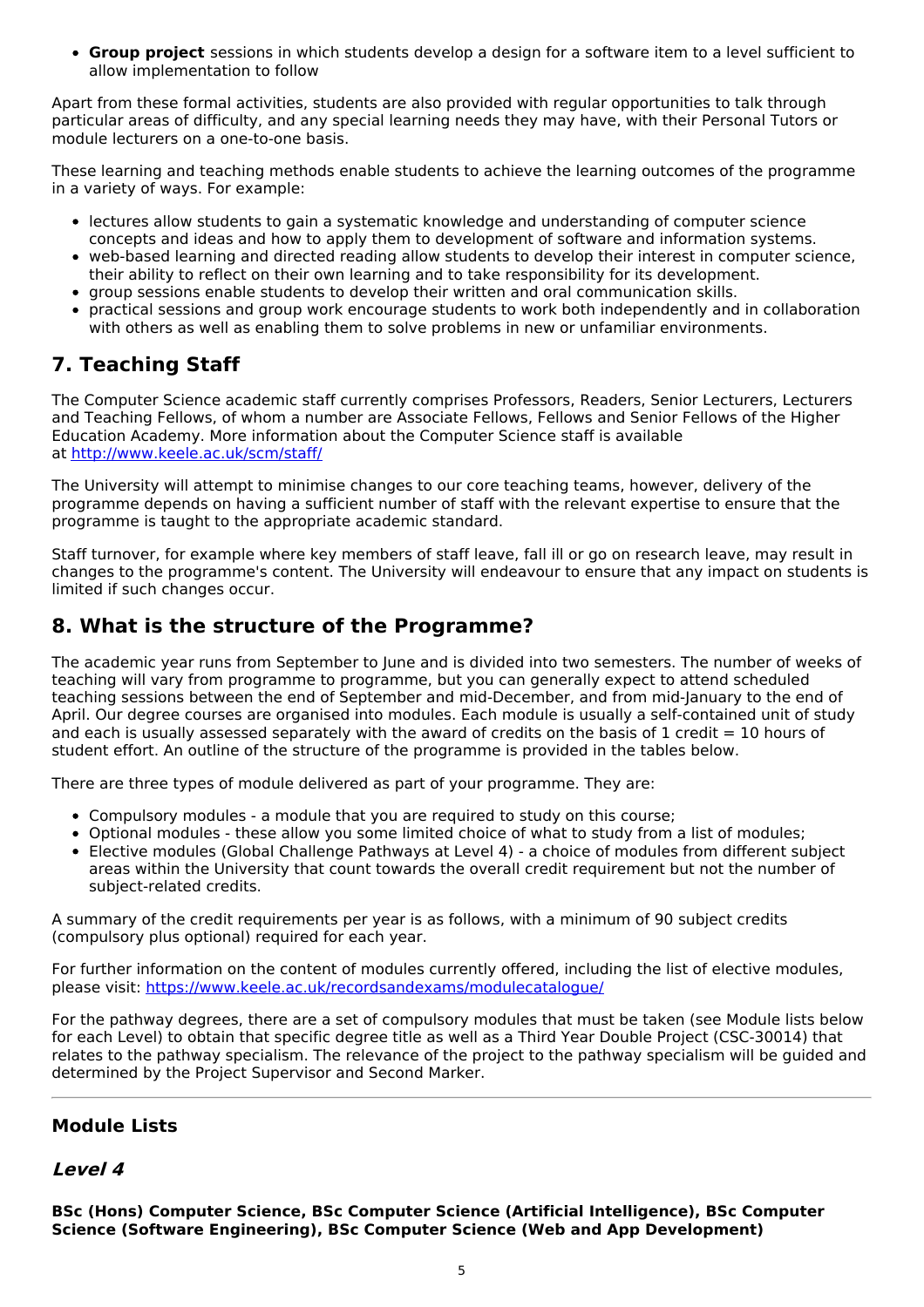- **Group project** sessions in which students develop a design for a software item to a level sufficient to allow implementation to follow

Apart from these formal activities, students are also provided with regular opportunities to talk through particular areas of difficulty, and any special learning needs they may have, with their Personal Tutors or module lecturers on a one-to-one basis.

These learning and teaching methods enable students to achieve the learning outcomes of the programme in a variety of ways. For example:

- lectures allow students to gain a systematic knowledge and understanding of computer science concepts and ideas and how to apply them to development of software and information systems.
- web-based learning and directed reading allow students to develop their interest in computer science, their ability to reflect on their own learning and to take responsibility for its development.
- group sessions enable students to develop their written and oral communication skills.
- practical sessions and group work encourage students to work both independently and in collaboration with others as well as enabling them to solve problems in new or unfamiliar environments.

## 7. Teaching Staff

The Computer Science academic staff currently comprises Professors, Readers, Senior Lecturers, Lecturers and Teaching Fellows, of whom a number are Associate Fellows, Fellows and Senior Fellows of the Higher Education Academy. More information about the Computer Science staff is available at http://www.keele.ac.uk/scm/staff/

The University will attempt to minimise changes to our core teaching teams, however, delivery of the programme depends on having a sufficient number of staff with the relevant expertise to ensure that the programme is taught to the appropriate academic standard.

Staff turnover, for example where key members of staff leave, fall ill or go on research leave, may result in changes to the programme's content. The University will endeavour to ensure that any impact on students is limited if such changes occur.

## 8. What is the structure of the Programme?

The academic year runs from September to June and is divided into two semesters. The number of weeks of teaching will vary from programme to programme, but you can generally expect to attend scheduled teaching sessions between the end of September and mid-December, and from mid-January to the end of April. Our degree courses are organised into modules. Each module is usually a self-contained unit of study and each is usually assessed separately with the award of credits on the basis of 1 credit = 10 hours of student effort. An outline of the structure of the programme is provided in the tables below.

There are three types of module delivered as part of your programme. They are:

- Compulsory modules - a module that you are required to study on this course;
- Optional modules - these allow you some limited choice of what to study from a list of modules;
- Elective modules (Global Challenge Pathways at Level 4) - a choice of modules from different subject areas within the University that count towards the overall credit requirement but not the number of subject-related credits.

A summary of the credit requirements per year is as follows, with a minimum of 90 subject credits (compulsory plus optional) required for each year.

For further information on the content of modules currently offered, including the list of elective modules, please visit: https://www.keele.ac.uk/recordsandexams/modulecatalogue/

For the pathway degrees, there are a set of compulsory modules that must be taken (see Module lists below for each Level) to obtain that specific degree title as well as a Third Year Double Project (CSC-30014) that relates to the pathway specialism. The relevance of the project to the pathway specialism will be guided and determined by the Project Supervisor and Second Marker.

---

### Module Lists

### *Level 4*

**BSc (Hons) Computer Science, BSc Computer Science (Artificial Intelligence), BSc Computer Science (Software Engineering), BSc Computer Science (Web and App Development)**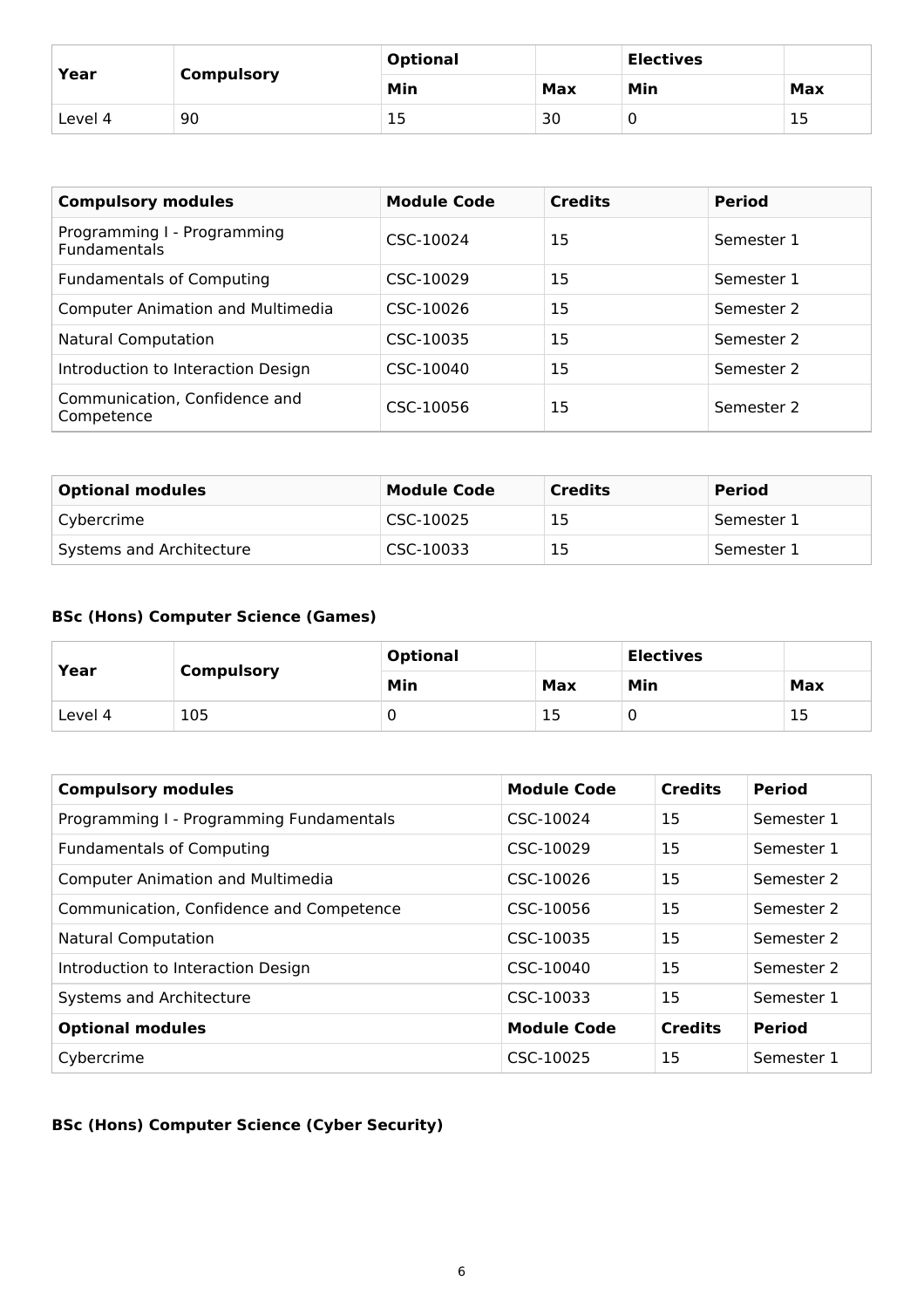| Year | Compulsory | Optional | | Electives | |
|---|---|---|---|---|---|
| | | Min | Max | Min | Max |
| Level 4 | 90 | 15 | 30 | 0 | 15 |

| Compulsory modules | Module Code | Credits | Period |
|---|---|---|---|
| Programming I - Programming Fundamentals | CSC-10024 | 15 | Semester 1 |
| Fundamentals of Computing | CSC-10029 | 15 | Semester 1 |
| Computer Animation and Multimedia | CSC-10026 | 15 | Semester 2 |
| Natural Computation | CSC-10035 | 15 | Semester 2 |
| Introduction to Interaction Design | CSC-10040 | 15 | Semester 2 |
| Communication, Confidence and Competence | CSC-10056 | 15 | Semester 2 |

| Optional modules | Module Code | Credits | Period |
|---|---|---|---|
| Cybercrime | CSC-10025 | 15 | Semester 1 |
| Systems and Architecture | CSC-10033 | 15 | Semester 1 |

**BSc (Hons) Computer Science (Games)**

| Year | Compulsory | Optional | | Electives | |
|---|---|---|---|---|---|
| | | Min | Max | Min | Max |
| Level 4 | 105 | 0 | 15 | 0 | 15 |

| Compulsory modules | Module Code | Credits | Period |
|---|---|---|---|
| Programming I - Programming Fundamentals | CSC-10024 | 15 | Semester 1 |
| Fundamentals of Computing | CSC-10029 | 15 | Semester 1 |
| Computer Animation and Multimedia | CSC-10026 | 15 | Semester 2 |
| Communication, Confidence and Competence | CSC-10056 | 15 | Semester 2 |
| Natural Computation | CSC-10035 | 15 | Semester 2 |
| Introduction to Interaction Design | CSC-10040 | 15 | Semester 2 |
| Systems and Architecture | CSC-10033 | 15 | Semester 1 |
| **Optional modules** | **Module Code** | **Credits** | **Period** |
| Cybercrime | CSC-10025 | 15 | Semester 1 |

**BSc (Hons) Computer Science (Cyber Security)**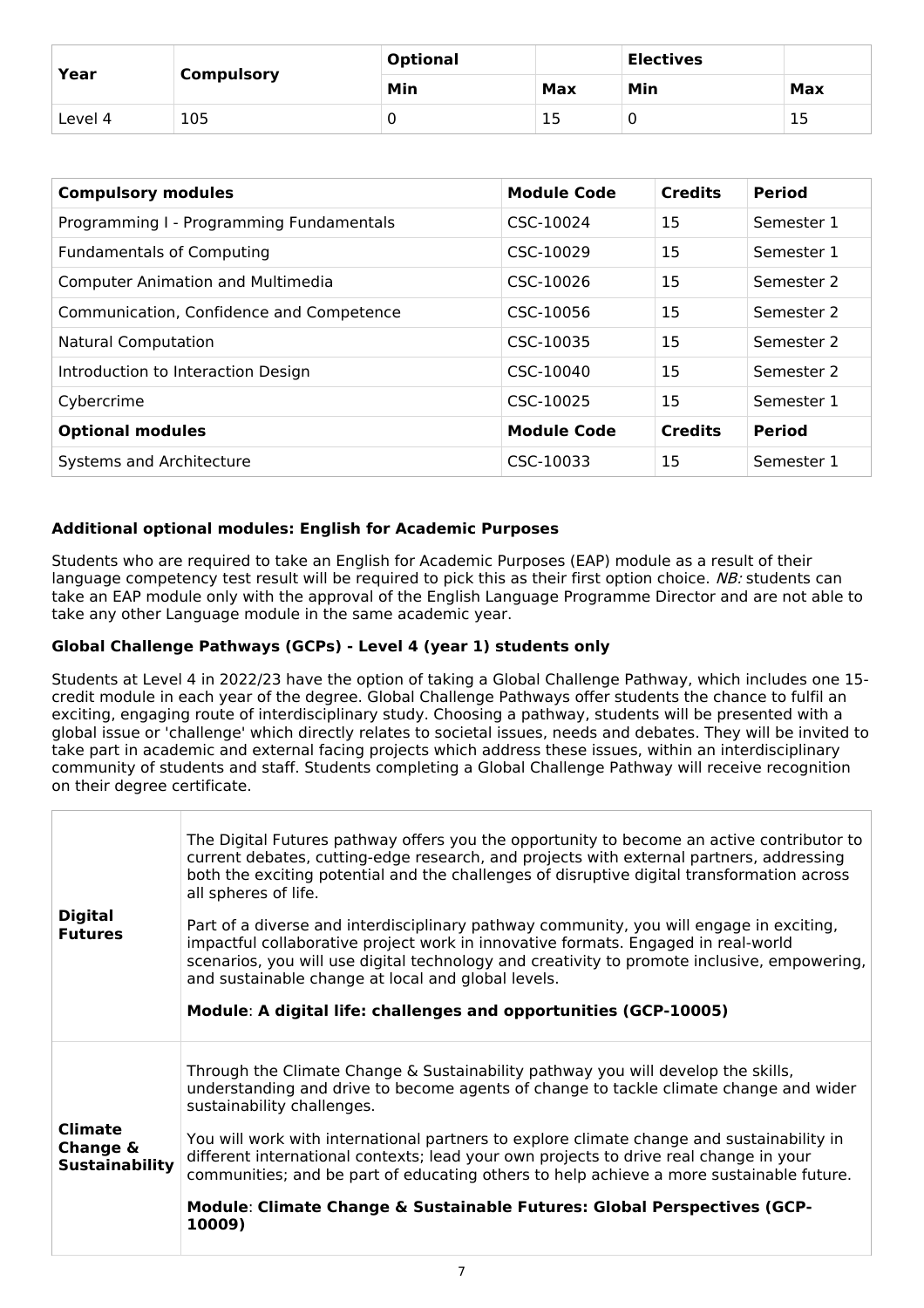| Year | Compulsory | Optional | | Electives | |
|---|---|---|---|---|---|
| | | Min | Max | Min | Max |
| Level 4 | 105 | 0 | 15 | 0 | 15 |

| Compulsory modules | Module Code | Credits | Period |
|---|---|---|---|
| Programming I - Programming Fundamentals | CSC-10024 | 15 | Semester 1 |
| Fundamentals of Computing | CSC-10029 | 15 | Semester 1 |
| Computer Animation and Multimedia | CSC-10026 | 15 | Semester 2 |
| Communication, Confidence and Competence | CSC-10056 | 15 | Semester 2 |
| Natural Computation | CSC-10035 | 15 | Semester 2 |
| Introduction to Interaction Design | CSC-10040 | 15 | Semester 2 |
| Cybercrime | CSC-10025 | 15 | Semester 1 |
| **Optional modules** | **Module Code** | **Credits** | **Period** |
| Systems and Architecture | CSC-10033 | 15 | Semester 1 |

### Additional optional modules: English for Academic Purposes

Students who are required to take an English for Academic Purposes (EAP) module as a result of their language competency test result will be required to pick this as their first option choice. *NB:* students can take an EAP module only with the approval of the English Language Programme Director and are not able to take any other Language module in the same academic year.

### Global Challenge Pathways (GCPs) - Level 4 (year 1) students only

Students at Level 4 in 2022/23 have the option of taking a Global Challenge Pathway, which includes one 15-credit module in each year of the degree. Global Challenge Pathways offer students the chance to fulfil an exciting, engaging route of interdisciplinary study. Choosing a pathway, students will be presented with a global issue or 'challenge' which directly relates to societal issues, needs and debates. They will be invited to take part in academic and external facing projects which address these issues, within an interdisciplinary community of students and staff. Students completing a Global Challenge Pathway will receive recognition on their degree certificate.

| | |
|---|---|
| **Digital Futures** | The Digital Futures pathway offers you the opportunity to become an active contributor to current debates, cutting-edge research, and projects with external partners, addressing both the exciting potential and the challenges of disruptive digital transformation across all spheres of life.<br><br>Part of a diverse and interdisciplinary pathway community, you will engage in exciting, impactful collaborative project work in innovative formats. Engaged in real-world scenarios, you will use digital technology and creativity to promote inclusive, empowering, and sustainable change at local and global levels.<br><br>**Module**: **A digital life: challenges and opportunities (GCP-10005)** |
| **Climate Change & Sustainability** | Through the Climate Change & Sustainability pathway you will develop the skills, understanding and drive to become agents of change to tackle climate change and wider sustainability challenges.<br><br>You will work with international partners to explore climate change and sustainability in different international contexts; lead your own projects to drive real change in your communities; and be part of educating others to help achieve a more sustainable future.<br><br>**Module**: **Climate Change & Sustainable Futures: Global Perspectives (GCP-10009)** |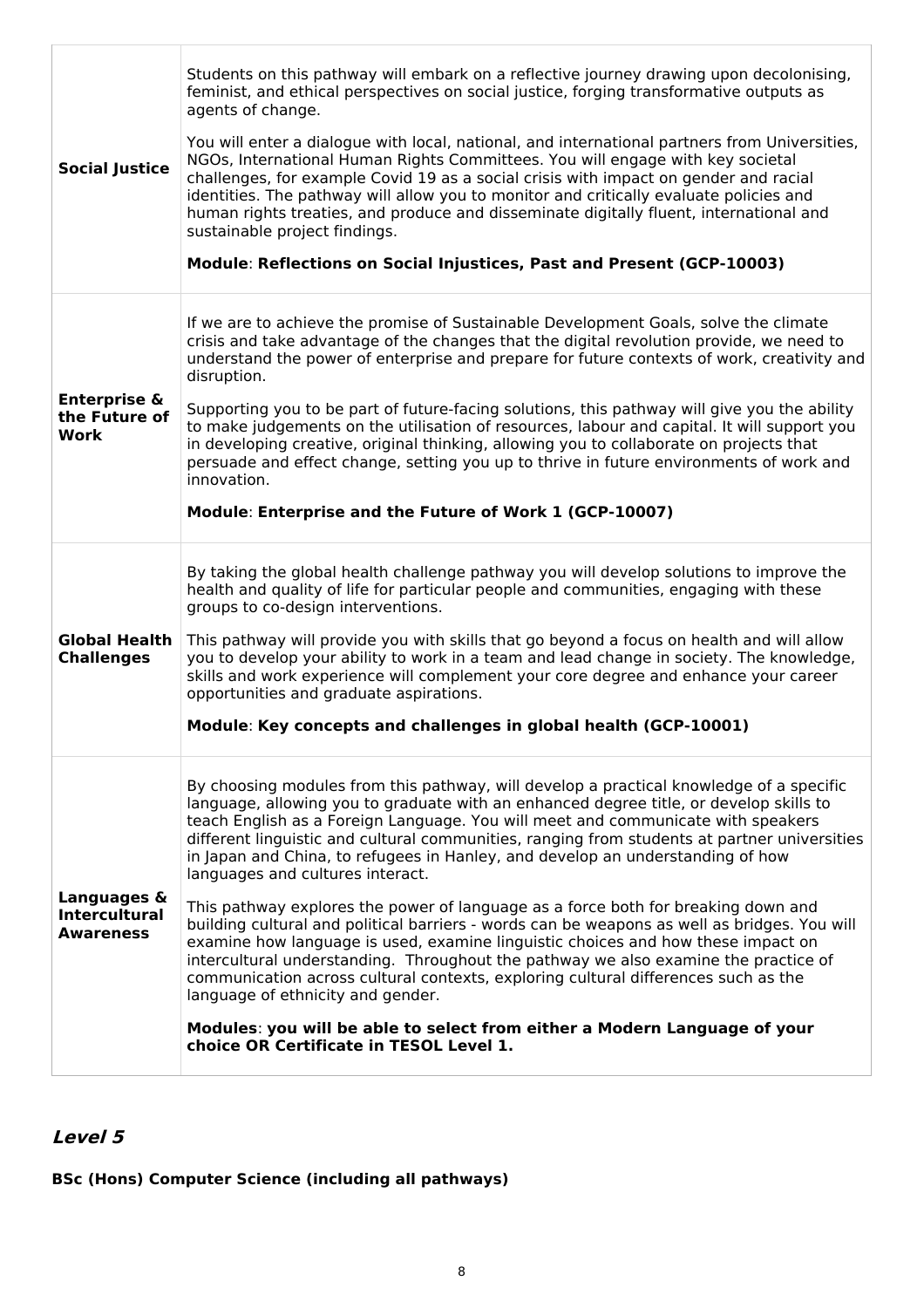| | |
|---|---|
| **Social Justice** | Students on this pathway will embark on a reflective journey drawing upon decolonising, feminist, and ethical perspectives on social justice, forging transformative outputs as agents of change.<br><br>You will enter a dialogue with local, national, and international partners from Universities, NGOs, International Human Rights Committees. You will engage with key societal challenges, for example Covid 19 as a social crisis with impact on gender and racial identities. The pathway will allow you to monitor and critically evaluate policies and human rights treaties, and produce and disseminate digitally fluent, international and sustainable project findings.<br><br>**Module**: **Reflections on Social Injustices, Past and Present (GCP-10003)** |
| **Enterprise & the Future of Work** | If we are to achieve the promise of Sustainable Development Goals, solve the climate crisis and take advantage of the changes that the digital revolution provide, we need to understand the power of enterprise and prepare for future contexts of work, creativity and disruption.<br><br>Supporting you to be part of future-facing solutions, this pathway will give you the ability to make judgements on the utilisation of resources, labour and capital. It will support you in developing creative, original thinking, allowing you to collaborate on projects that persuade and effect change, setting you up to thrive in future environments of work and innovation.<br><br>**Module**: **Enterprise and the Future of Work 1 (GCP-10007)** |
| **Global Health Challenges** | By taking the global health challenge pathway you will develop solutions to improve the health and quality of life for particular people and communities, engaging with these groups to co-design interventions.<br><br>This pathway will provide you with skills that go beyond a focus on health and will allow you to develop your ability to work in a team and lead change in society. The knowledge, skills and work experience will complement your core degree and enhance your career opportunities and graduate aspirations.<br><br>**Module**: **Key concepts and challenges in global health (GCP-10001)** |
| **Languages & Intercultural Awareness** | By choosing modules from this pathway, will develop a practical knowledge of a specific language, allowing you to graduate with an enhanced degree title, or develop skills to teach English as a Foreign Language. You will meet and communicate with speakers different linguistic and cultural communities, ranging from students at partner universities in Japan and China, to refugees in Hanley, and develop an understanding of how languages and cultures interact.<br><br>This pathway explores the power of language as a force both for breaking down and building cultural and political barriers - words can be weapons as well as bridges. You will examine how language is used, examine linguistic choices and how these impact on intercultural understanding. Throughout the pathway we also examine the practice of communication across cultural contexts, exploring cultural differences such as the language of ethnicity and gender.<br><br>**Modules**: **you will be able to select from either a Modern Language of your choice OR Certificate in TESOL Level 1.** |

## *Level 5*

**BSc (Hons) Computer Science (including all pathways)**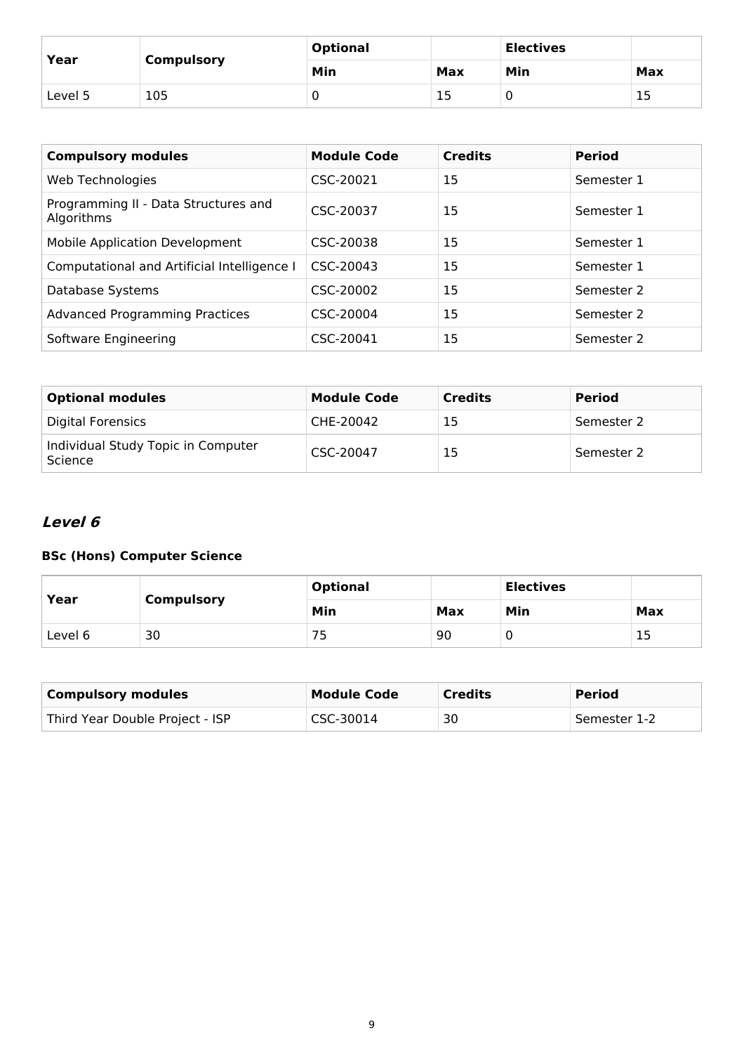| Year | Compulsory | Optional | | Electives | |
|---|---|---|---|---|---|
| | | Min | Max | Min | Max |
| Level 5 | 105 | 0 | 15 | 0 | 15 |

| Compulsory modules | Module Code | Credits | Period |
|---|---|---|---|
| Web Technologies | CSC-20021 | 15 | Semester 1 |
| Programming II - Data Structures and Algorithms | CSC-20037 | 15 | Semester 1 |
| Mobile Application Development | CSC-20038 | 15 | Semester 1 |
| Computational and Artificial Intelligence I | CSC-20043 | 15 | Semester 1 |
| Database Systems | CSC-20002 | 15 | Semester 2 |
| Advanced Programming Practices | CSC-20004 | 15 | Semester 2 |
| Software Engineering | CSC-20041 | 15 | Semester 2 |

| Optional modules | Module Code | Credits | Period |
|---|---|---|---|
| Digital Forensics | CHE-20042 | 15 | Semester 2 |
| Individual Study Topic in Computer Science | CSC-20047 | 15 | Semester 2 |

## *Level 6*

### BSc (Hons) Computer Science

| Year | Compulsory | Optional | | Electives | |
|---|---|---|---|---|---|
| | | Min | Max | Min | Max |
| Level 6 | 30 | 75 | 90 | 0 | 15 |

| Compulsory modules | Module Code | Credits | Period |
|---|---|---|---|
| Third Year Double Project - ISP | CSC-30014 | 30 | Semester 1-2 |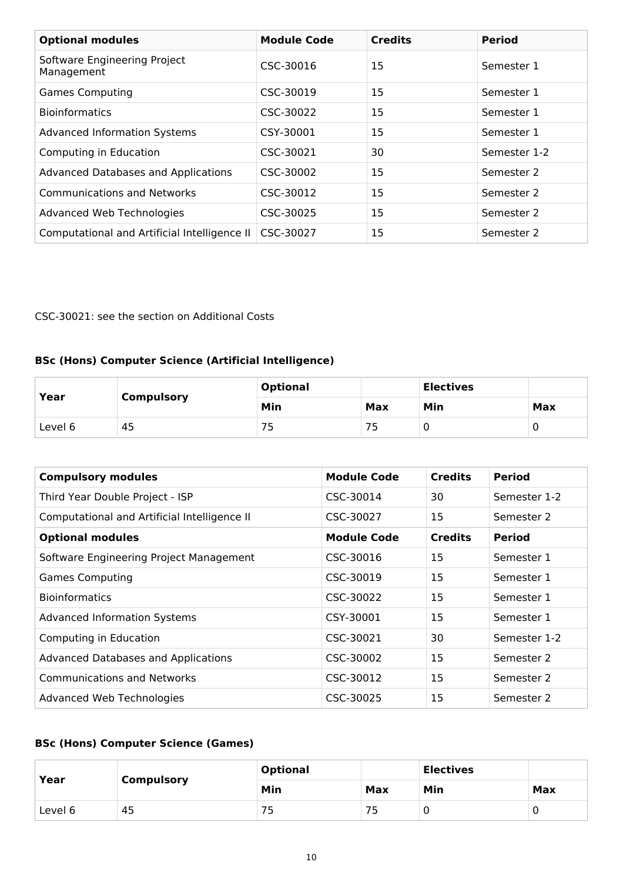| Optional modules | Module Code | Credits | Period |
|---|---|---|---|
| Software Engineering Project Management | CSC-30016 | 15 | Semester 1 |
| Games Computing | CSC-30019 | 15 | Semester 1 |
| Bioinformatics | CSC-30022 | 15 | Semester 1 |
| Advanced Information Systems | CSY-30001 | 15 | Semester 1 |
| Computing in Education | CSC-30021 | 30 | Semester 1-2 |
| Advanced Databases and Applications | CSC-30002 | 15 | Semester 2 |
| Communications and Networks | CSC-30012 | 15 | Semester 2 |
| Advanced Web Technologies | CSC-30025 | 15 | Semester 2 |
| Computational and Artificial Intelligence II | CSC-30027 | 15 | Semester 2 |

CSC-30021: see the section on Additional Costs

### BSc (Hons) Computer Science (Artificial Intelligence)

| Year | Compulsory | Optional | | Electives | |
|---|---|---|---|---|---|
| | | Min | Max | Min | Max |
| Level 6 | 45 | 75 | 75 | 0 | 0 |

| Compulsory modules | Module Code | Credits | Period |
|---|---|---|---|
| Third Year Double Project - ISP | CSC-30014 | 30 | Semester 1-2 |
| Computational and Artificial Intelligence II | CSC-30027 | 15 | Semester 2 |
| **Optional modules** | **Module Code** | **Credits** | **Period** |
| Software Engineering Project Management | CSC-30016 | 15 | Semester 1 |
| Games Computing | CSC-30019 | 15 | Semester 1 |
| Bioinformatics | CSC-30022 | 15 | Semester 1 |
| Advanced Information Systems | CSY-30001 | 15 | Semester 1 |
| Computing in Education | CSC-30021 | 30 | Semester 1-2 |
| Advanced Databases and Applications | CSC-30002 | 15 | Semester 2 |
| Communications and Networks | CSC-30012 | 15 | Semester 2 |
| Advanced Web Technologies | CSC-30025 | 15 | Semester 2 |

### BSc (Hons) Computer Science (Games)

| Year | Compulsory | Optional | | Electives | |
|---|---|---|---|---|---|
| | | Min | Max | Min | Max |
| Level 6 | 45 | 75 | 75 | 0 | 0 |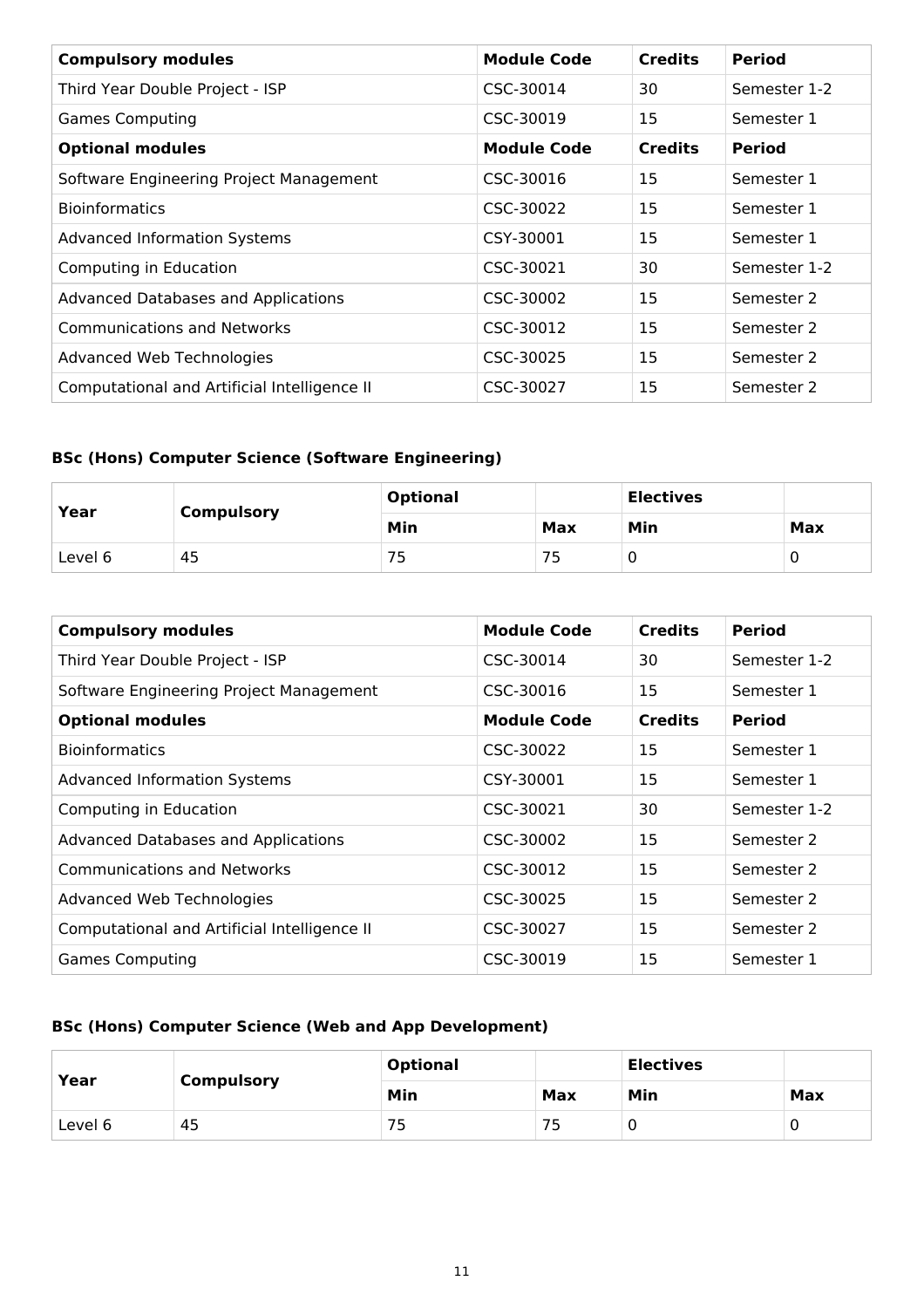| Compulsory modules | Module Code | Credits | Period |
|---|---|---|---|
| Third Year Double Project - ISP | CSC-30014 | 30 | Semester 1-2 |
| Games Computing | CSC-30019 | 15 | Semester 1 |
| **Optional modules** | **Module Code** | **Credits** | **Period** |
| Software Engineering Project Management | CSC-30016 | 15 | Semester 1 |
| Bioinformatics | CSC-30022 | 15 | Semester 1 |
| Advanced Information Systems | CSY-30001 | 15 | Semester 1 |
| Computing in Education | CSC-30021 | 30 | Semester 1-2 |
| Advanced Databases and Applications | CSC-30002 | 15 | Semester 2 |
| Communications and Networks | CSC-30012 | 15 | Semester 2 |
| Advanced Web Technologies | CSC-30025 | 15 | Semester 2 |
| Computational and Artificial Intelligence II | CSC-30027 | 15 | Semester 2 |

### BSc (Hons) Computer Science (Software Engineering)

| Year | Compulsory | Optional | | Electives | |
|---|---|---|---|---|---|
| | | Min | Max | Min | Max |
| Level 6 | 45 | 75 | 75 | 0 | 0 |

| Compulsory modules | Module Code | Credits | Period |
|---|---|---|---|
| Third Year Double Project - ISP | CSC-30014 | 30 | Semester 1-2 |
| Software Engineering Project Management | CSC-30016 | 15 | Semester 1 |
| **Optional modules** | **Module Code** | **Credits** | **Period** |
| Bioinformatics | CSC-30022 | 15 | Semester 1 |
| Advanced Information Systems | CSY-30001 | 15 | Semester 1 |
| Computing in Education | CSC-30021 | 30 | Semester 1-2 |
| Advanced Databases and Applications | CSC-30002 | 15 | Semester 2 |
| Communications and Networks | CSC-30012 | 15 | Semester 2 |
| Advanced Web Technologies | CSC-30025 | 15 | Semester 2 |
| Computational and Artificial Intelligence II | CSC-30027 | 15 | Semester 2 |
| Games Computing | CSC-30019 | 15 | Semester 1 |

### BSc (Hons) Computer Science (Web and App Development)

| Year | Compulsory | Optional | | Electives | |
|---|---|---|---|---|---|
| | | Min | Max | Min | Max |
| Level 6 | 45 | 75 | 75 | 0 | 0 |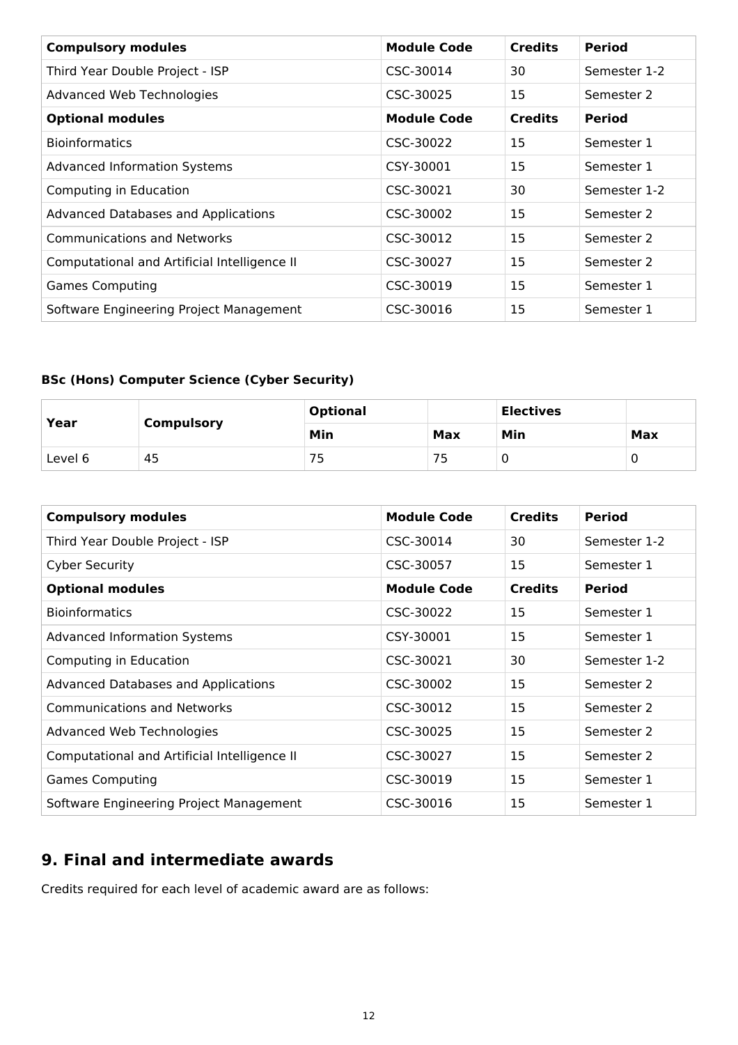| Compulsory modules | Module Code | Credits | Period |
|---|---|---|---|
| Third Year Double Project - ISP | CSC-30014 | 30 | Semester 1-2 |
| Advanced Web Technologies | CSC-30025 | 15 | Semester 2 |
| **Optional modules** | **Module Code** | **Credits** | **Period** |
| Bioinformatics | CSC-30022 | 15 | Semester 1 |
| Advanced Information Systems | CSY-30001 | 15 | Semester 1 |
| Computing in Education | CSC-30021 | 30 | Semester 1-2 |
| Advanced Databases and Applications | CSC-30002 | 15 | Semester 2 |
| Communications and Networks | CSC-30012 | 15 | Semester 2 |
| Computational and Artificial Intelligence II | CSC-30027 | 15 | Semester 2 |
| Games Computing | CSC-30019 | 15 | Semester 1 |
| Software Engineering Project Management | CSC-30016 | 15 | Semester 1 |

**BSc (Hons) Computer Science (Cyber Security)**

| Year | Compulsory | Optional | | Electives | |
|---|---|---|---|---|---|
| | | Min | Max | Min | Max |
| Level 6 | 45 | 75 | 75 | 0 | 0 |

| Compulsory modules | Module Code | Credits | Period |
|---|---|---|---|
| Third Year Double Project - ISP | CSC-30014 | 30 | Semester 1-2 |
| Cyber Security | CSC-30057 | 15 | Semester 1 |
| **Optional modules** | **Module Code** | **Credits** | **Period** |
| Bioinformatics | CSC-30022 | 15 | Semester 1 |
| Advanced Information Systems | CSY-30001 | 15 | Semester 1 |
| Computing in Education | CSC-30021 | 30 | Semester 1-2 |
| Advanced Databases and Applications | CSC-30002 | 15 | Semester 2 |
| Communications and Networks | CSC-30012 | 15 | Semester 2 |
| Advanced Web Technologies | CSC-30025 | 15 | Semester 2 |
| Computational and Artificial Intelligence II | CSC-30027 | 15 | Semester 2 |
| Games Computing | CSC-30019 | 15 | Semester 1 |
| Software Engineering Project Management | CSC-30016 | 15 | Semester 1 |

## 9. Final and intermediate awards

Credits required for each level of academic award are as follows: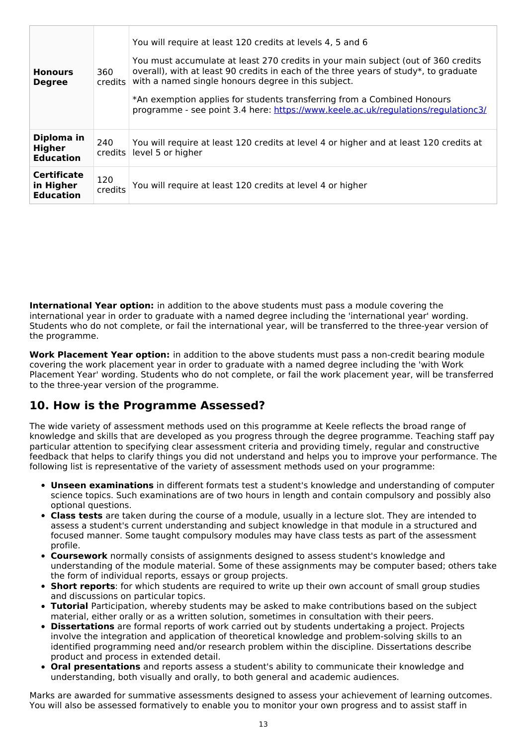| | | |
|---|---|---|
| **Honours Degree** | 360 credits | You will require at least 120 credits at levels 4, 5 and 6<br><br>You must accumulate at least 270 credits in your main subject (out of 360 credits overall), with at least 90 credits in each of the three years of study*, to graduate with a named single honours degree in this subject.<br><br>*An exemption applies for students transferring from a Combined Honours programme - see point 3.4 here: https://www.keele.ac.uk/regulations/regulationc3/ |
| **Diploma in Higher Education** | 240 credits | You will require at least 120 credits at level 4 or higher and at least 120 credits at level 5 or higher |
| **Certificate in Higher Education** | 120 credits | You will require at least 120 credits at level 4 or higher |

**International Year option:** in addition to the above students must pass a module covering the international year in order to graduate with a named degree including the 'international year' wording. Students who do not complete, or fail the international year, will be transferred to the three-year version of the programme.

**Work Placement Year option:** in addition to the above students must pass a non-credit bearing module covering the work placement year in order to graduate with a named degree including the 'with Work Placement Year' wording. Students who do not complete, or fail the work placement year, will be transferred to the three-year version of the programme.

## 10. How is the Programme Assessed?

The wide variety of assessment methods used on this programme at Keele reflects the broad range of knowledge and skills that are developed as you progress through the degree programme. Teaching staff pay particular attention to specifying clear assessment criteria and providing timely, regular and constructive feedback that helps to clarify things you did not understand and helps you to improve your performance. The following list is representative of the variety of assessment methods used on your programme:

- **Unseen examinations** in different formats test a student's knowledge and understanding of computer science topics. Such examinations are of two hours in length and contain compulsory and possibly also optional questions.
- **Class tests** are taken during the course of a module, usually in a lecture slot. They are intended to assess a student's current understanding and subject knowledge in that module in a structured and focused manner. Some taught compulsory modules may have class tests as part of the assessment profile.
- **Coursework** normally consists of assignments designed to assess student's knowledge and understanding of the module material. Some of these assignments may be computer based; others take the form of individual reports, essays or group projects.
- **Short reports**: for which students are required to write up their own account of small group studies and discussions on particular topics.
- **Tutorial** Participation, whereby students may be asked to make contributions based on the subject material, either orally or as a written solution, sometimes in consultation with their peers.
- **Dissertations** are formal reports of work carried out by students undertaking a project. Projects involve the integration and application of theoretical knowledge and problem-solving skills to an identified programming need and/or research problem within the discipline. Dissertations describe product and process in extended detail.
- **Oral presentations** and reports assess a student's ability to communicate their knowledge and understanding, both visually and orally, to both general and academic audiences.

Marks are awarded for summative assessments designed to assess your achievement of learning outcomes. You will also be assessed formatively to enable you to monitor your own progress and to assist staff in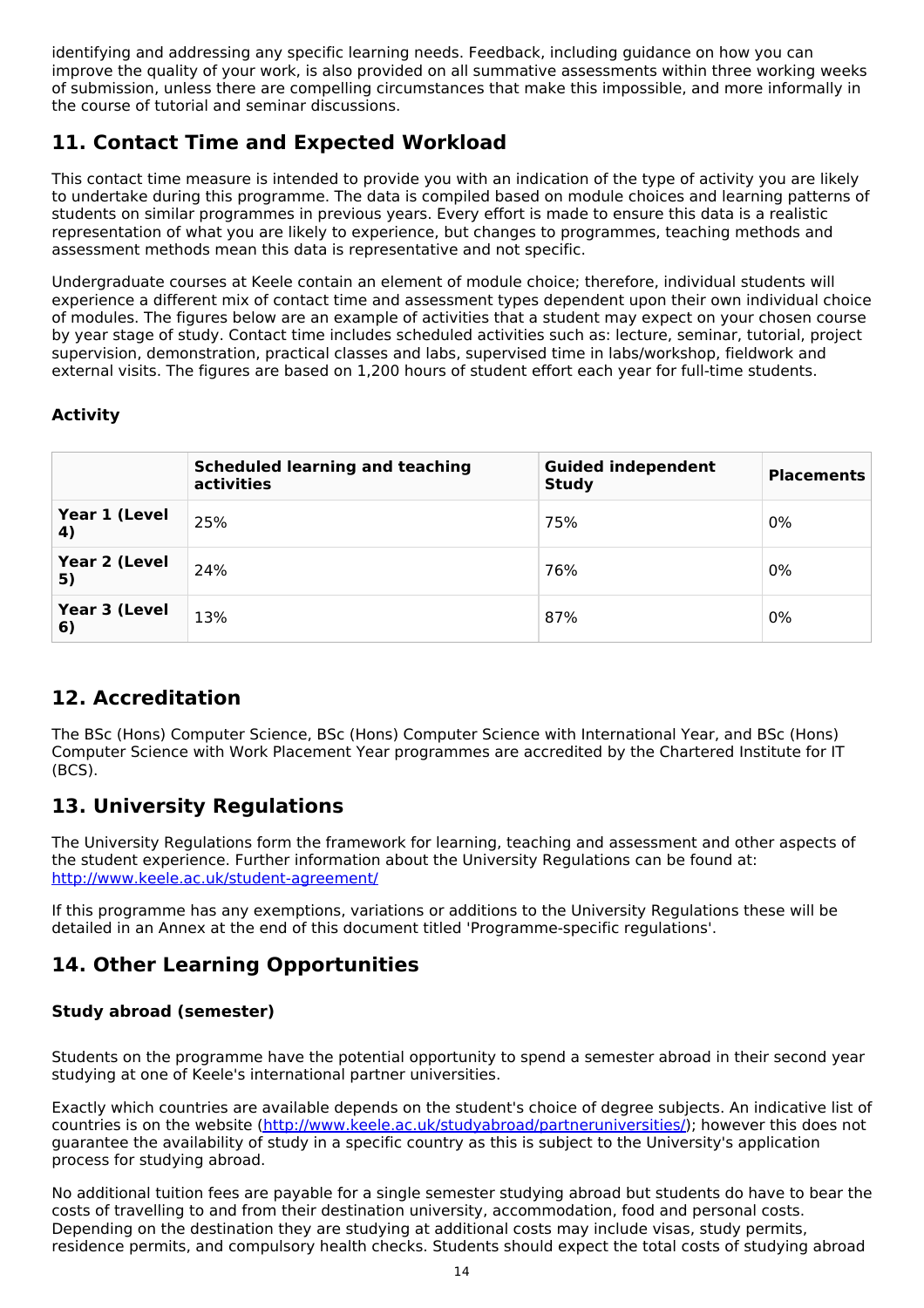identifying and addressing any specific learning needs. Feedback, including guidance on how you can improve the quality of your work, is also provided on all summative assessments within three working weeks of submission, unless there are compelling circumstances that make this impossible, and more informally in the course of tutorial and seminar discussions.

## 11. Contact Time and Expected Workload

This contact time measure is intended to provide you with an indication of the type of activity you are likely to undertake during this programme. The data is compiled based on module choices and learning patterns of students on similar programmes in previous years. Every effort is made to ensure this data is a realistic representation of what you are likely to experience, but changes to programmes, teaching methods and assessment methods mean this data is representative and not specific.

Undergraduate courses at Keele contain an element of module choice; therefore, individual students will experience a different mix of contact time and assessment types dependent upon their own individual choice of modules. The figures below are an example of activities that a student may expect on your chosen course by year stage of study. Contact time includes scheduled activities such as: lecture, seminar, tutorial, project supervision, demonstration, practical classes and labs, supervised time in labs/workshop, fieldwork and external visits. The figures are based on 1,200 hours of student effort each year for full-time students.

**Activity**

| | Scheduled learning and teaching activities | Guided independent Study | Placements |
|---|---|---|---|
| **Year 1 (Level 4)** | 25% | 75% | 0% |
| **Year 2 (Level 5)** | 24% | 76% | 0% |
| **Year 3 (Level 6)** | 13% | 87% | 0% |

## 12. Accreditation

The BSc (Hons) Computer Science, BSc (Hons) Computer Science with International Year, and BSc (Hons) Computer Science with Work Placement Year programmes are accredited by the Chartered Institute for IT (BCS).

## 13. University Regulations

The University Regulations form the framework for learning, teaching and assessment and other aspects of the student experience. Further information about the University Regulations can be found at: http://www.keele.ac.uk/student-agreement/

If this programme has any exemptions, variations or additions to the University Regulations these will be detailed in an Annex at the end of this document titled 'Programme-specific regulations'.

## 14. Other Learning Opportunities

### Study abroad (semester)

Students on the programme have the potential opportunity to spend a semester abroad in their second year studying at one of Keele's international partner universities.

Exactly which countries are available depends on the student's choice of degree subjects. An indicative list of countries is on the website (http://www.keele.ac.uk/studyabroad/partneruniversities/); however this does not guarantee the availability of study in a specific country as this is subject to the University's application process for studying abroad.

No additional tuition fees are payable for a single semester studying abroad but students do have to bear the costs of travelling to and from their destination university, accommodation, food and personal costs. Depending on the destination they are studying at additional costs may include visas, study permits, residence permits, and compulsory health checks. Students should expect the total costs of studying abroad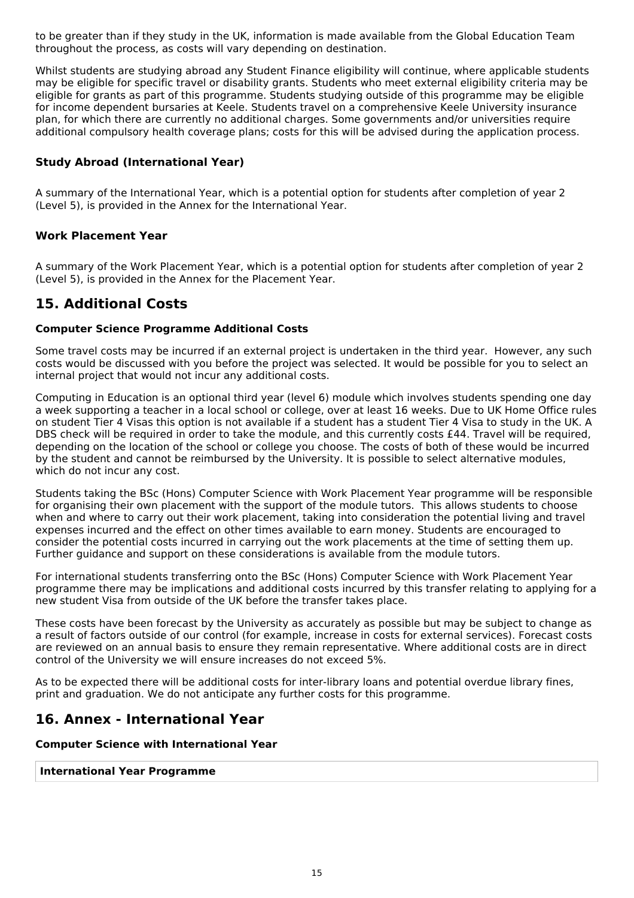to be greater than if they study in the UK, information is made available from the Global Education Team throughout the process, as costs will vary depending on destination.

Whilst students are studying abroad any Student Finance eligibility will continue, where applicable students may be eligible for specific travel or disability grants. Students who meet external eligibility criteria may be eligible for grants as part of this programme. Students studying outside of this programme may be eligible for income dependent bursaries at Keele. Students travel on a comprehensive Keele University insurance plan, for which there are currently no additional charges. Some governments and/or universities require additional compulsory health coverage plans; costs for this will be advised during the application process.

### Study Abroad (International Year)

A summary of the International Year, which is a potential option for students after completion of year 2 (Level 5), is provided in the Annex for the International Year.

### Work Placement Year

A summary of the Work Placement Year, which is a potential option for students after completion of year 2 (Level 5), is provided in the Annex for the Placement Year.

## 15. Additional Costs

**Computer Science Programme Additional Costs**

Some travel costs may be incurred if an external project is undertaken in the third year. However, any such costs would be discussed with you before the project was selected. It would be possible for you to select an internal project that would not incur any additional costs.

Computing in Education is an optional third year (level 6) module which involves students spending one day a week supporting a teacher in a local school or college, over at least 16 weeks. Due to UK Home Office rules on student Tier 4 Visas this option is not available if a student has a student Tier 4 Visa to study in the UK. A DBS check will be required in order to take the module, and this currently costs £44. Travel will be required, depending on the location of the school or college you choose. The costs of both of these would be incurred by the student and cannot be reimbursed by the University. It is possible to select alternative modules, which do not incur any cost.

Students taking the BSc (Hons) Computer Science with Work Placement Year programme will be responsible for organising their own placement with the support of the module tutors. This allows students to choose when and where to carry out their work placement, taking into consideration the potential living and travel expenses incurred and the effect on other times available to earn money. Students are encouraged to consider the potential costs incurred in carrying out the work placements at the time of setting them up. Further guidance and support on these considerations is available from the module tutors.

For international students transferring onto the BSc (Hons) Computer Science with Work Placement Year programme there may be implications and additional costs incurred by this transfer relating to applying for a new student Visa from outside of the UK before the transfer takes place.

These costs have been forecast by the University as accurately as possible but may be subject to change as a result of factors outside of our control (for example, increase in costs for external services). Forecast costs are reviewed on an annual basis to ensure they remain representative. Where additional costs are in direct control of the University we will ensure increases do not exceed 5%.

As to be expected there will be additional costs for inter-library loans and potential overdue library fines, print and graduation. We do not anticipate any further costs for this programme.

## 16. Annex - International Year

**Computer Science with International Year**

| International Year Programme |
| --- |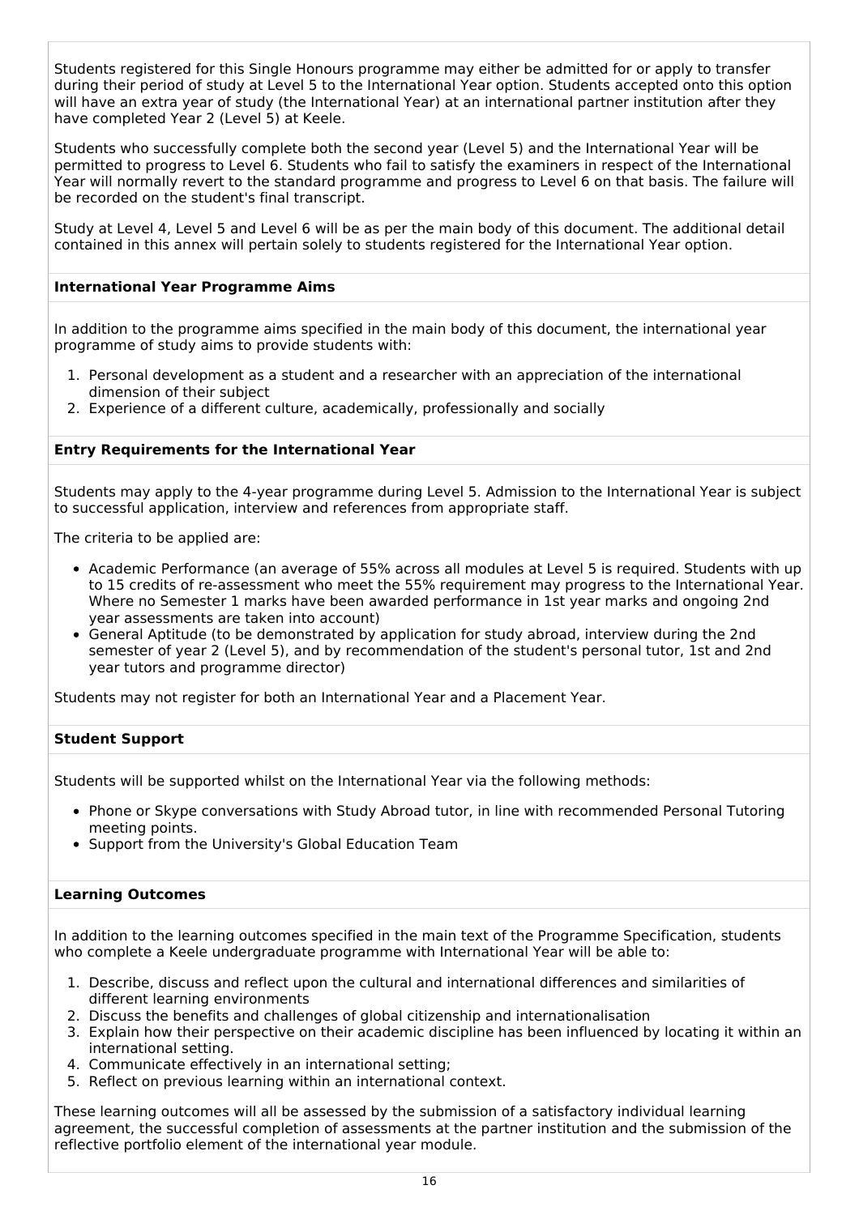Students registered for this Single Honours programme may either be admitted for or apply to transfer during their period of study at Level 5 to the International Year option. Students accepted onto this option will have an extra year of study (the International Year) at an international partner institution after they have completed Year 2 (Level 5) at Keele.

Students who successfully complete both the second year (Level 5) and the International Year will be permitted to progress to Level 6. Students who fail to satisfy the examiners in respect of the International Year will normally revert to the standard programme and progress to Level 6 on that basis. The failure will be recorded on the student's final transcript.

Study at Level 4, Level 5 and Level 6 will be as per the main body of this document. The additional detail contained in this annex will pertain solely to students registered for the International Year option.

**International Year Programme Aims**

In addition to the programme aims specified in the main body of this document, the international year programme of study aims to provide students with:

1. Personal development as a student and a researcher with an appreciation of the international dimension of their subject
2. Experience of a different culture, academically, professionally and socially

**Entry Requirements for the International Year**

Students may apply to the 4-year programme during Level 5. Admission to the International Year is subject to successful application, interview and references from appropriate staff.

The criteria to be applied are:

- Academic Performance (an average of 55% across all modules at Level 5 is required. Students with up to 15 credits of re-assessment who meet the 55% requirement may progress to the International Year. Where no Semester 1 marks have been awarded performance in 1st year marks and ongoing 2nd year assessments are taken into account)
- General Aptitude (to be demonstrated by application for study abroad, interview during the 2nd semester of year 2 (Level 5), and by recommendation of the student's personal tutor, 1st and 2nd year tutors and programme director)

Students may not register for both an International Year and a Placement Year.

**Student Support**

Students will be supported whilst on the International Year via the following methods:

- Phone or Skype conversations with Study Abroad tutor, in line with recommended Personal Tutoring meeting points.
- Support from the University's Global Education Team

**Learning Outcomes**

In addition to the learning outcomes specified in the main text of the Programme Specification, students who complete a Keele undergraduate programme with International Year will be able to:

1. Describe, discuss and reflect upon the cultural and international differences and similarities of different learning environments
2. Discuss the benefits and challenges of global citizenship and internationalisation
3. Explain how their perspective on their academic discipline has been influenced by locating it within an international setting.
4. Communicate effectively in an international setting;
5. Reflect on previous learning within an international context.

These learning outcomes will all be assessed by the submission of a satisfactory individual learning agreement, the successful completion of assessments at the partner institution and the submission of the reflective portfolio element of the international year module.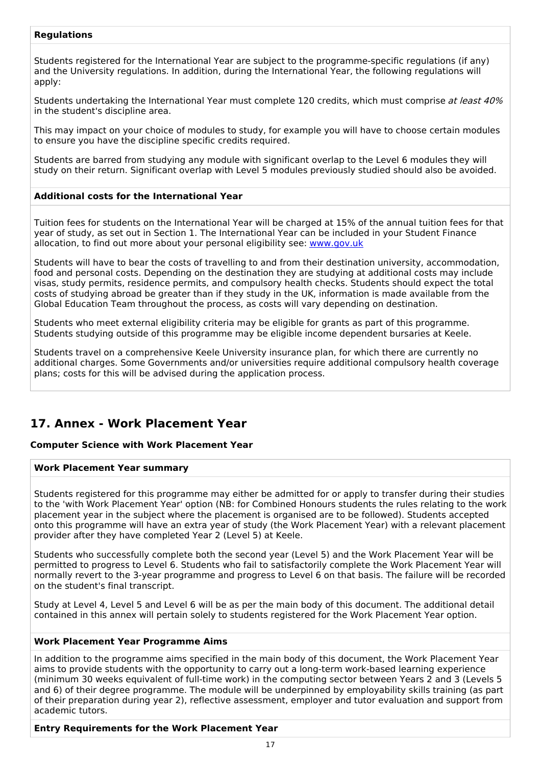**Regulations**

Students registered for the International Year are subject to the programme-specific regulations (if any) and the University regulations. In addition, during the International Year, the following regulations will apply:

Students undertaking the International Year must complete 120 credits, which must comprise *at least 40%* in the student's discipline area.

This may impact on your choice of modules to study, for example you will have to choose certain modules to ensure you have the discipline specific credits required.

Students are barred from studying any module with significant overlap to the Level 6 modules they will study on their return. Significant overlap with Level 5 modules previously studied should also be avoided.

**Additional costs for the International Year**

Tuition fees for students on the International Year will be charged at 15% of the annual tuition fees for that year of study, as set out in Section 1. The International Year can be included in your Student Finance allocation, to find out more about your personal eligibility see: [www.gov.uk](www.gov.uk)

Students will have to bear the costs of travelling to and from their destination university, accommodation, food and personal costs. Depending on the destination they are studying at additional costs may include visas, study permits, residence permits, and compulsory health checks. Students should expect the total costs of studying abroad be greater than if they study in the UK, information is made available from the Global Education Team throughout the process, as costs will vary depending on destination.

Students who meet external eligibility criteria may be eligible for grants as part of this programme. Students studying outside of this programme may be eligible income dependent bursaries at Keele.

Students travel on a comprehensive Keele University insurance plan, for which there are currently no additional charges. Some Governments and/or universities require additional compulsory health coverage plans; costs for this will be advised during the application process.

## 17. Annex - Work Placement Year

**Computer Science with Work Placement Year**

**Work Placement Year summary**

Students registered for this programme may either be admitted for or apply to transfer during their studies to the 'with Work Placement Year' option (NB: for Combined Honours students the rules relating to the work placement year in the subject where the placement is organised are to be followed). Students accepted onto this programme will have an extra year of study (the Work Placement Year) with a relevant placement provider after they have completed Year 2 (Level 5) at Keele.

Students who successfully complete both the second year (Level 5) and the Work Placement Year will be permitted to progress to Level 6. Students who fail to satisfactorily complete the Work Placement Year will normally revert to the 3-year programme and progress to Level 6 on that basis. The failure will be recorded on the student's final transcript.

Study at Level 4, Level 5 and Level 6 will be as per the main body of this document. The additional detail contained in this annex will pertain solely to students registered for the Work Placement Year option.

**Work Placement Year Programme Aims**

In addition to the programme aims specified in the main body of this document, the Work Placement Year aims to provide students with the opportunity to carry out a long-term work-based learning experience (minimum 30 weeks equivalent of full-time work) in the computing sector between Years 2 and 3 (Levels 5 and 6) of their degree programme. The module will be underpinned by employability skills training (as part of their preparation during year 2), reflective assessment, employer and tutor evaluation and support from academic tutors.

**Entry Requirements for the Work Placement Year**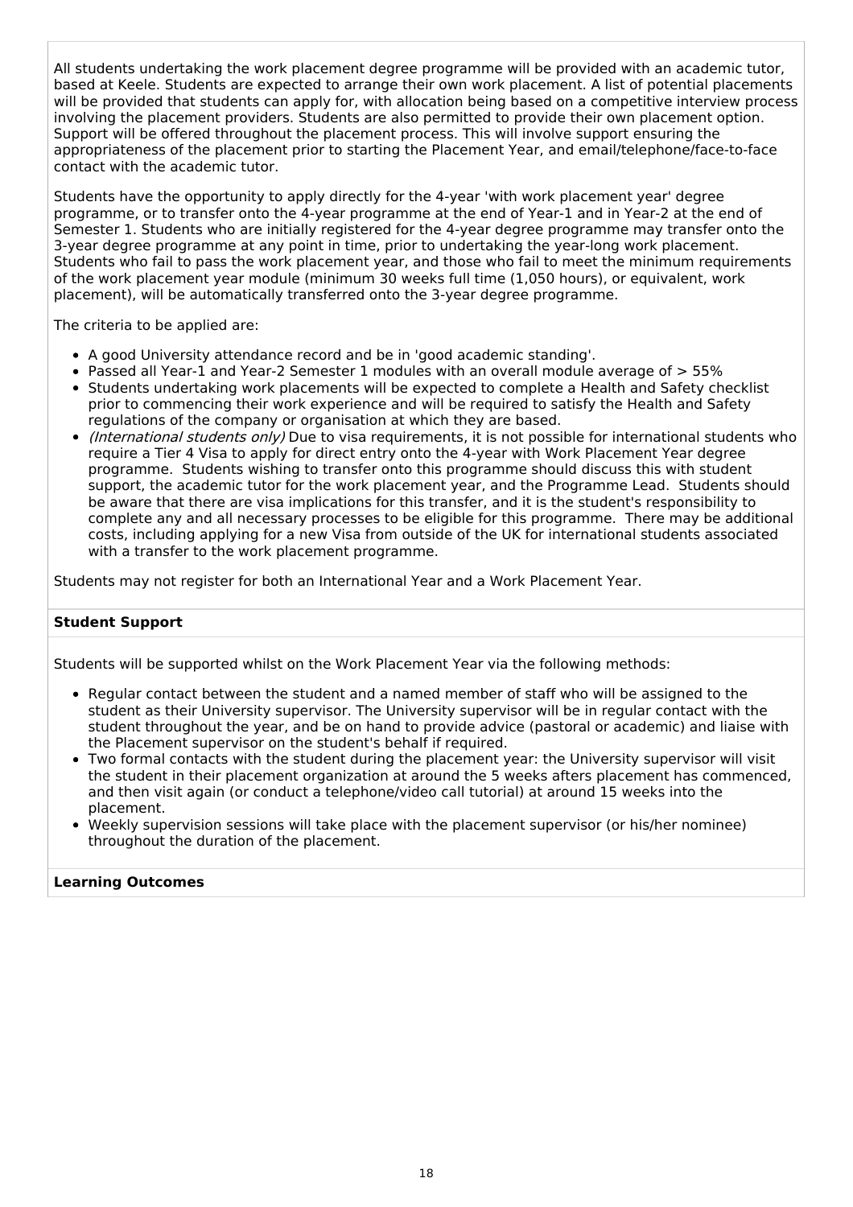All students undertaking the work placement degree programme will be provided with an academic tutor, based at Keele. Students are expected to arrange their own work placement. A list of potential placements will be provided that students can apply for, with allocation being based on a competitive interview process involving the placement providers. Students are also permitted to provide their own placement option. Support will be offered throughout the placement process. This will involve support ensuring the appropriateness of the placement prior to starting the Placement Year, and email/telephone/face-to-face contact with the academic tutor.

Students have the opportunity to apply directly for the 4-year 'with work placement year' degree programme, or to transfer onto the 4-year programme at the end of Year-1 and in Year-2 at the end of Semester 1. Students who are initially registered for the 4-year degree programme may transfer onto the 3-year degree programme at any point in time, prior to undertaking the year-long work placement. Students who fail to pass the work placement year, and those who fail to meet the minimum requirements of the work placement year module (minimum 30 weeks full time (1,050 hours), or equivalent, work placement), will be automatically transferred onto the 3-year degree programme.

The criteria to be applied are:

- A good University attendance record and be in 'good academic standing'.
- Passed all Year-1 and Year-2 Semester 1 modules with an overall module average of > 55%
- Students undertaking work placements will be expected to complete a Health and Safety checklist prior to commencing their work experience and will be required to satisfy the Health and Safety regulations of the company or organisation at which they are based.
- *(International students only)* Due to visa requirements, it is not possible for international students who require a Tier 4 Visa to apply for direct entry onto the 4-year with Work Placement Year degree programme. Students wishing to transfer onto this programme should discuss this with student support, the academic tutor for the work placement year, and the Programme Lead. Students should be aware that there are visa implications for this transfer, and it is the student's responsibility to complete any and all necessary processes to be eligible for this programme. There may be additional costs, including applying for a new Visa from outside of the UK for international students associated with a transfer to the work placement programme.

Students may not register for both an International Year and a Work Placement Year.

**Student Support**

Students will be supported whilst on the Work Placement Year via the following methods:

- Regular contact between the student and a named member of staff who will be assigned to the student as their University supervisor. The University supervisor will be in regular contact with the student throughout the year, and be on hand to provide advice (pastoral or academic) and liaise with the Placement supervisor on the student's behalf if required.
- Two formal contacts with the student during the placement year: the University supervisor will visit the student in their placement organization at around the 5 weeks afters placement has commenced, and then visit again (or conduct a telephone/video call tutorial) at around 15 weeks into the placement.
- Weekly supervision sessions will take place with the placement supervisor (or his/her nominee) throughout the duration of the placement.

**Learning Outcomes**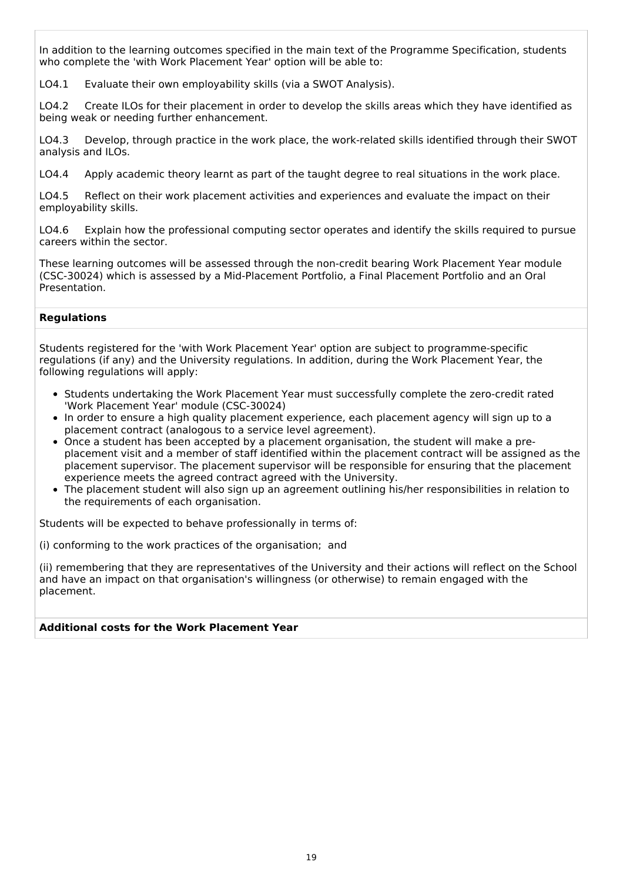In addition to the learning outcomes specified in the main text of the Programme Specification, students who complete the 'with Work Placement Year' option will be able to:

LO4.1 Evaluate their own employability skills (via a SWOT Analysis).

LO4.2 Create ILOs for their placement in order to develop the skills areas which they have identified as being weak or needing further enhancement.

LO4.3 Develop, through practice in the work place, the work-related skills identified through their SWOT analysis and ILOs.

LO4.4 Apply academic theory learnt as part of the taught degree to real situations in the work place.

LO4.5 Reflect on their work placement activities and experiences and evaluate the impact on their employability skills.

LO4.6 Explain how the professional computing sector operates and identify the skills required to pursue careers within the sector.

These learning outcomes will be assessed through the non-credit bearing Work Placement Year module (CSC-30024) which is assessed by a Mid-Placement Portfolio, a Final Placement Portfolio and an Oral Presentation.

**Regulations**

Students registered for the 'with Work Placement Year' option are subject to programme-specific regulations (if any) and the University regulations. In addition, during the Work Placement Year, the following regulations will apply:

- Students undertaking the Work Placement Year must successfully complete the zero-credit rated 'Work Placement Year' module (CSC-30024)
- In order to ensure a high quality placement experience, each placement agency will sign up to a placement contract (analogous to a service level agreement).
- Once a student has been accepted by a placement organisation, the student will make a pre-placement visit and a member of staff identified within the placement contract will be assigned as the placement supervisor. The placement supervisor will be responsible for ensuring that the placement experience meets the agreed contract agreed with the University.
- The placement student will also sign up an agreement outlining his/her responsibilities in relation to the requirements of each organisation.

Students will be expected to behave professionally in terms of:

(i) conforming to the work practices of the organisation; and

(ii) remembering that they are representatives of the University and their actions will reflect on the School and have an impact on that organisation's willingness (or otherwise) to remain engaged with the placement.

**Additional costs for the Work Placement Year**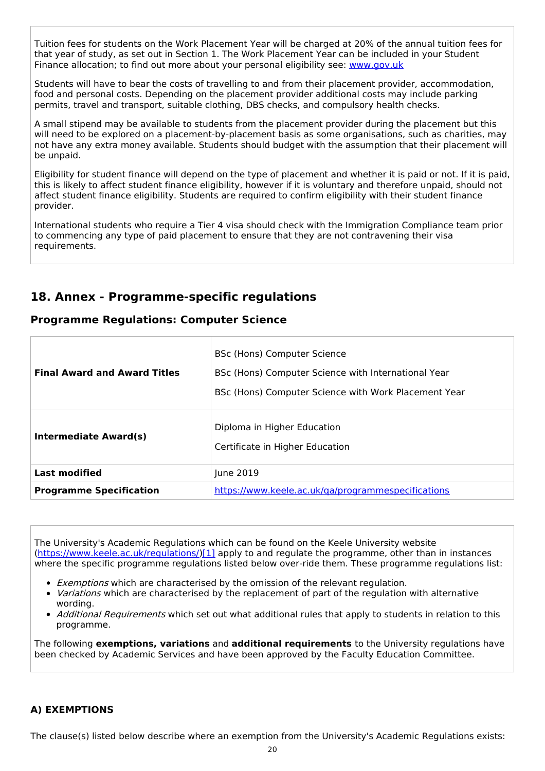Tuition fees for students on the Work Placement Year will be charged at 20% of the annual tuition fees for that year of study, as set out in Section 1. The Work Placement Year can be included in your Student Finance allocation; to find out more about your personal eligibility see: [www.gov.uk](www.gov.uk)

Students will have to bear the costs of travelling to and from their placement provider, accommodation, food and personal costs. Depending on the placement provider additional costs may include parking permits, travel and transport, suitable clothing, DBS checks, and compulsory health checks.

A small stipend may be available to students from the placement provider during the placement but this will need to be explored on a placement-by-placement basis as some organisations, such as charities, may not have any extra money available. Students should budget with the assumption that their placement will be unpaid.

Eligibility for student finance will depend on the type of placement and whether it is paid or not. If it is paid, this is likely to affect student finance eligibility, however if it is voluntary and therefore unpaid, should not affect student finance eligibility. Students are required to confirm eligibility with their student finance provider.

International students who require a Tier 4 visa should check with the Immigration Compliance team prior to commencing any type of paid placement to ensure that they are not contravening their visa requirements.

## 18. Annex - Programme-specific regulations

### Programme Regulations: Computer Science

| | |
|---|---|
| **Final Award and Award Titles** | BSc (Hons) Computer Science<br>BSc (Hons) Computer Science with International Year<br>BSc (Hons) Computer Science with Work Placement Year |
| **Intermediate Award(s)** | Diploma in Higher Education<br>Certificate in Higher Education |
| **Last modified** | June 2019 |
| **Programme Specification** | [https://www.keele.ac.uk/qa/programmespecifications](https://www.keele.ac.uk/qa/programmespecifications) |

The University's Academic Regulations which can be found on the Keele University website ([https://www.keele.ac.uk/regulations/](https://www.keele.ac.uk/regulations/))[1] apply to and regulate the programme, other than in instances where the specific programme regulations listed below over-ride them. These programme regulations list:

- *Exemptions* which are characterised by the omission of the relevant regulation.
- *Variations* which are characterised by the replacement of part of the regulation with alternative wording.
- *Additional Requirements* which set out what additional rules that apply to students in relation to this programme.

The following **exemptions, variations** and **additional requirements** to the University regulations have been checked by Academic Services and have been approved by the Faculty Education Committee.

#### A) EXEMPTIONS

The clause(s) listed below describe where an exemption from the University's Academic Regulations exists: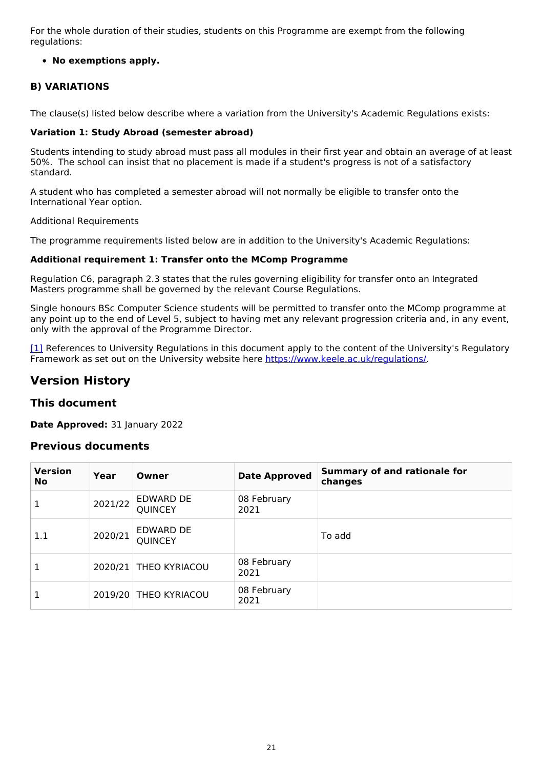For the whole duration of their studies, students on this Programme are exempt from the following regulations:

- **No exemptions apply.**

### B) VARIATIONS

The clause(s) listed below describe where a variation from the University's Academic Regulations exists:

**Variation 1: Study Abroad (semester abroad)**

Students intending to study abroad must pass all modules in their first year and obtain an average of at least 50%. The school can insist that no placement is made if a student's progress is not of a satisfactory standard.

A student who has completed a semester abroad will not normally be eligible to transfer onto the International Year option.

Additional Requirements

The programme requirements listed below are in addition to the University's Academic Regulations:

**Additional requirement 1: Transfer onto the MComp Programme**

Regulation C6, paragraph 2.3 states that the rules governing eligibility for transfer onto an Integrated Masters programme shall be governed by the relevant Course Regulations.

Single honours BSc Computer Science students will be permitted to transfer onto the MComp programme at any point up to the end of Level 5, subject to having met any relevant progression criteria and, in any event, only with the approval of the Programme Director.

[1] References to University Regulations in this document apply to the content of the University's Regulatory Framework as set out on the University website here https://www.keele.ac.uk/regulations/.

## Version History

### This document

**Date Approved:** 31 January 2022

### Previous documents

| Version No | Year | Owner | Date Approved | Summary of and rationale for changes |
|---|---|---|---|---|
| 1 | 2021/22 | EDWARD DE QUINCEY | 08 February 2021 | |
| 1.1 | 2020/21 | EDWARD DE QUINCEY | | To add |
| 1 | 2020/21 | THEO KYRIACOU | 08 February 2021 | |
| 1 | 2019/20 | THEO KYRIACOU | 08 February 2021 | |